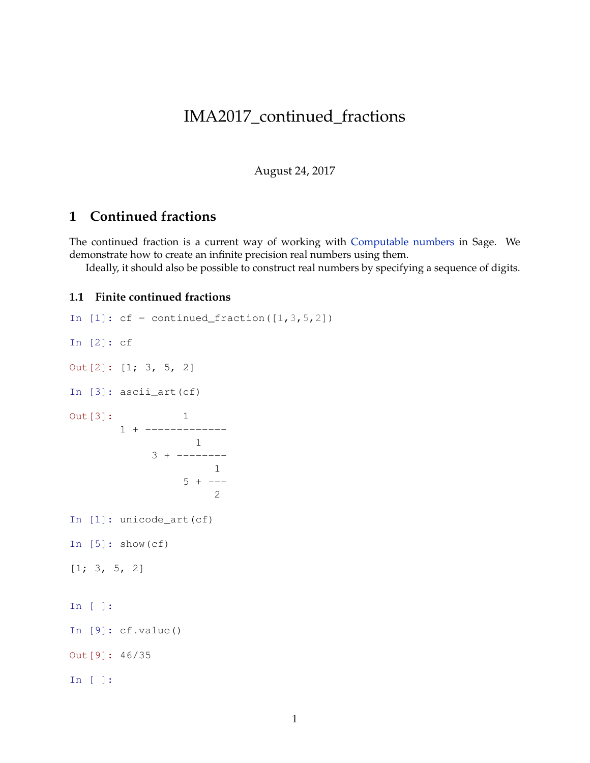# IMA2017_continued_fractions

August 24, 2017

## 1 Continued fractions

The continued fraction is a current way of working with Computable numbers in Sage. We demonstrate how to create an infinite precision real numbers using them.

Ideally, it should also be possible to construct real numbers by specifying a sequence of digits.

### 1.1 Finite continued fractions

```
In [1]: cf = continued_fraction([1,3,5,2])

In [2]: cf

Out[2]: [1; 3, 5, 2]

In [3]: ascii_art(cf)

Out[3]:           1
        1 + -------------
                   1
             3 + --------
                      1
                  5 + ---
                      2

In [1]: unicode_art(cf)

In [5]: show(cf)

[1; 3, 5, 2]


In [ ]:

In [9]: cf.value()

Out[9]: 46/35

In [ ]:
```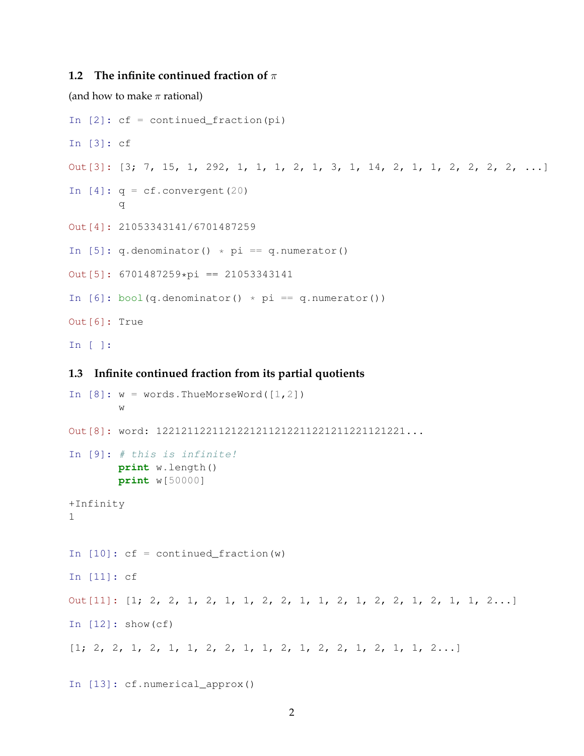### 1.2 The infinite continued fraction of $\pi$

(and how to make $\pi$ rational)

```
In [2]: cf = continued_fraction(pi)
```

```
In [3]: cf
```

```
Out[3]: [3; 7, 15, 1, 292, 1, 1, 1, 2, 1, 3, 1, 14, 2, 1, 1, 2, 2, 2, 2, ...]
```

```
In [4]: q = cf.convergent(20)
        q
```

```
Out[4]: 21053343141/6701487259
```

```
In [5]: q.denominator() * pi == q.numerator()
```

```
Out[5]: 6701487259*pi == 21053343141
```

```
In [6]: bool(q.denominator() * pi == q.numerator())
```

```
Out[6]: True
```

```
In [ ]:
```

### 1.3 Infinite continued fraction from its partial quotients

```
In [8]: w = words.ThueMorseWord([1,2])
        w
```

```
Out[8]: word: 1221211221121221211212211221211221121221...
```

```
In [9]: # this is infinite!
        print w.length()
        print w[50000]
```

```
+Infinity
1
```

```
In [10]: cf = continued_fraction(w)
```

```
In [11]: cf
```

```
Out[11]: [1; 2, 2, 1, 2, 1, 1, 2, 2, 1, 1, 2, 1, 2, 2, 1, 2, 1, 1, 2...]
```

```
In [12]: show(cf)
```

```
[1; 2, 2, 1, 2, 1, 1, 2, 2, 1, 1, 2, 1, 2, 2, 1, 2, 1, 1, 2...]
```

```
In [13]: cf.numerical_approx()
```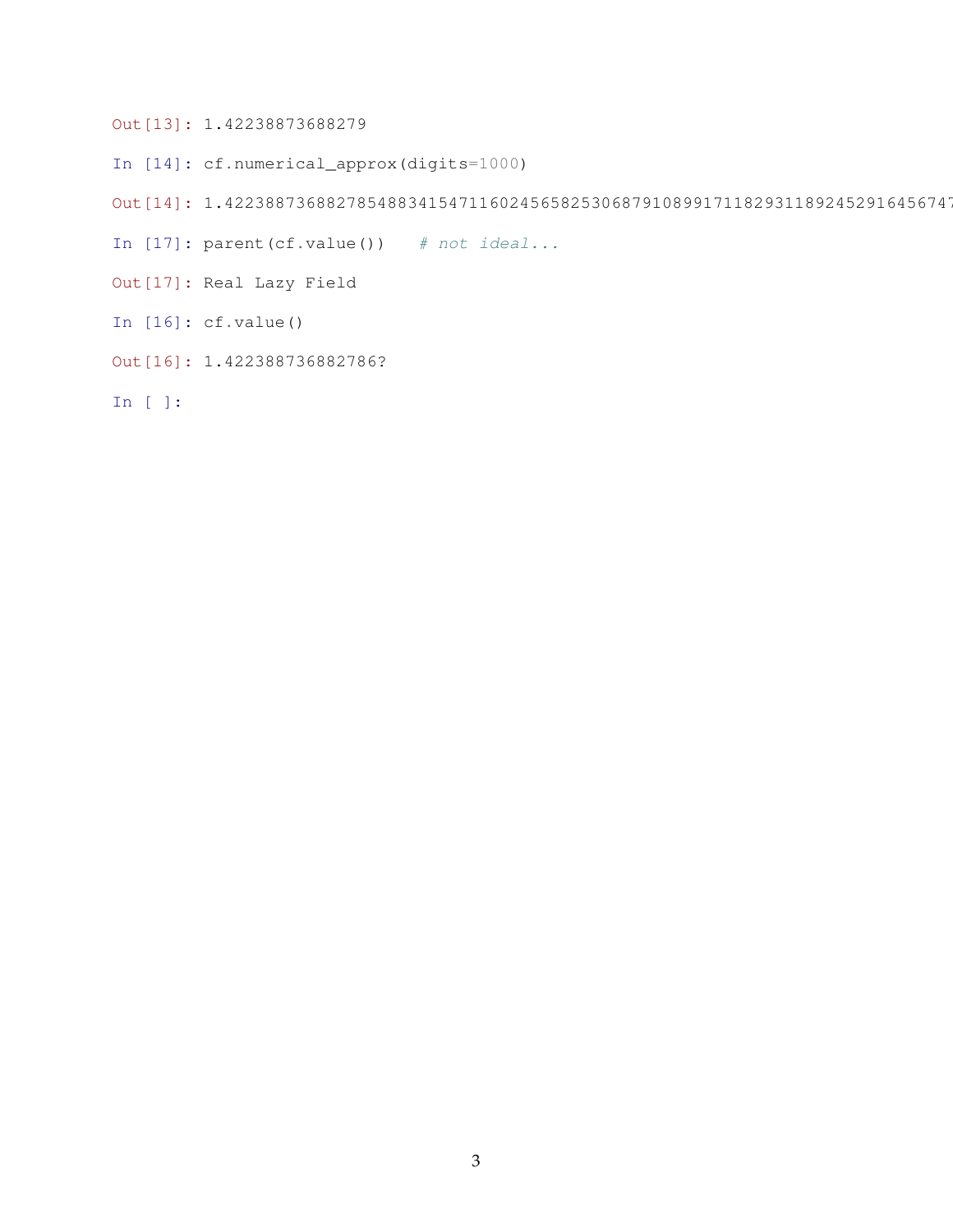```
Out[13]: 1.42238873688279

In [14]: cf.numerical_approx(digits=1000)

Out[14]: 1.4223887368827854883415471160245658253068791089917118293118924529164567477

In [17]: parent(cf.value())   # not ideal...

Out[17]: Real Lazy Field

In [16]: cf.value()

Out[16]: 1.422388736882786?

In [ ]:
```